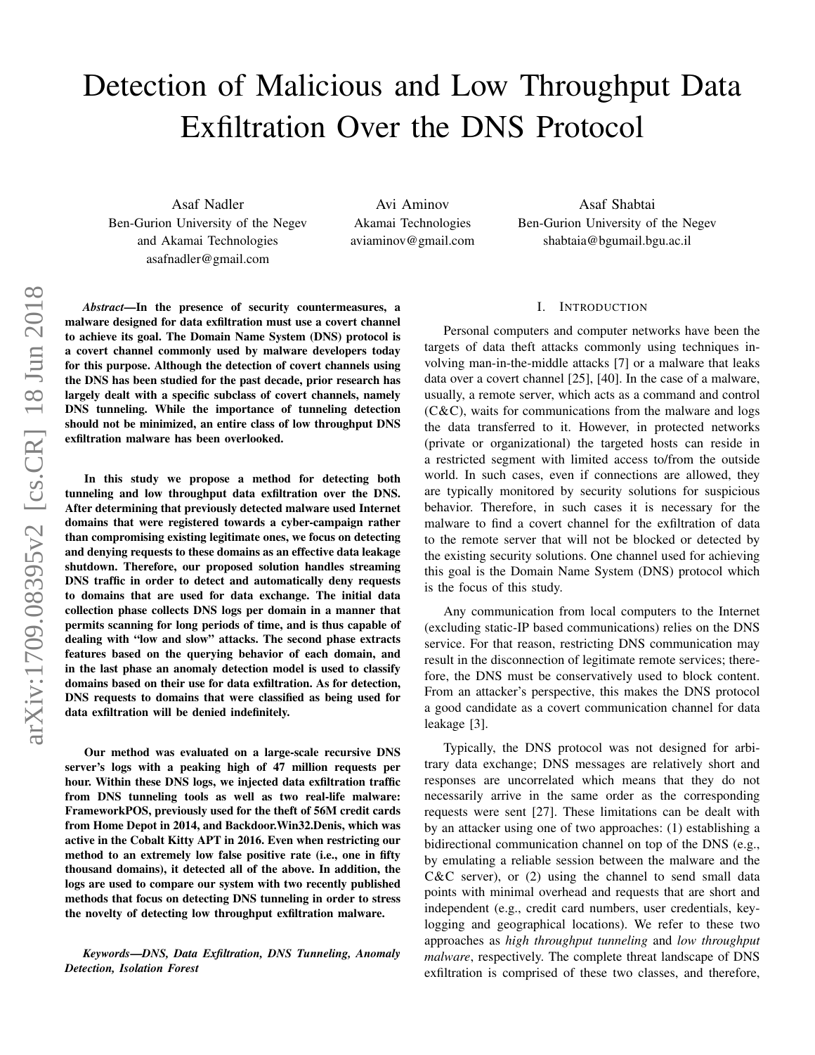# Detection of Malicious and Low Throughput Data Exfiltration Over the DNS Protocol

Asaf Nadler
Ben-Gurion University of the Negev
and Akamai Technologies
asafnadler@gmail.com

Avi Aminov
Akamai Technologies
aviaminov@gmail.com

Asaf Shabtai
Ben-Gurion University of the Negev
shabtaia@bgumail.bgu.ac.il

***Abstract*—In the presence of security countermeasures, a malware designed for data exfiltration must use a covert channel to achieve its goal. The Domain Name System (DNS) protocol is a covert channel commonly used by malware developers today for this purpose. Although the detection of covert channels using the DNS has been studied for the past decade, prior research has largely dealt with a specific subclass of covert channels, namely DNS tunneling. While the importance of tunneling detection should not be minimized, an entire class of low throughput DNS exfiltration malware has been overlooked.**

**In this study we propose a method for detecting both tunneling and low throughput data exfiltration over the DNS. After determining that previously detected malware used Internet domains that were registered towards a cyber-campaign rather than compromising existing legitimate ones, we focus on detecting and denying requests to these domains as an effective data leakage shutdown. Therefore, our proposed solution handles streaming DNS traffic in order to detect and automatically deny requests to domains that are used for data exchange. The initial data collection phase collects DNS logs per domain in a manner that permits scanning for long periods of time, and is thus capable of dealing with "low and slow" attacks. The second phase extracts features based on the querying behavior of each domain, and in the last phase an anomaly detection model is used to classify domains based on their use for data exfiltration. As for detection, DNS requests to domains that were classified as being used for data exfiltration will be denied indefinitely.**

**Our method was evaluated on a large-scale recursive DNS server's logs with a peaking high of 47 million requests per hour. Within these DNS logs, we injected data exfiltration traffic from DNS tunneling tools as well as two real-life malware: FrameworkPOS, previously used for the theft of 56M credit cards from Home Depot in 2014, and Backdoor.Win32.Denis, which was active in the Cobalt Kitty APT in 2016. Even when restricting our method to an extremely low false positive rate (i.e., one in fifty thousand domains), it detected all of the above. In addition, the logs are used to compare our system with two recently published methods that focus on detecting DNS tunneling in order to stress the novelty of detecting low throughput exfiltration malware.**

***Keywords*—DNS, Data Exfiltration, DNS Tunneling, Anomaly Detection, Isolation Forest**

## I. Introduction

Personal computers and computer networks have been the targets of data theft attacks commonly using techniques involving man-in-the-middle attacks [7] or a malware that leaks data over a covert channel [25], [40]. In the case of a malware, usually, a remote server, which acts as a command and control (C&C), waits for communications from the malware and logs the data transferred to it. However, in protected networks (private or organizational) the targeted hosts can reside in a restricted segment with limited access to/from the outside world. In such cases, even if connections are allowed, they are typically monitored by security solutions for suspicious behavior. Therefore, in such cases it is necessary for the malware to find a covert channel for the exfiltration of data to the remote server that will not be blocked or detected by the existing security solutions. One channel used for achieving this goal is the Domain Name System (DNS) protocol which is the focus of this study.

Any communication from local computers to the Internet (excluding static-IP based communications) relies on the DNS service. For that reason, restricting DNS communication may result in the disconnection of legitimate remote services; therefore, the DNS must be conservatively used to block content. From an attacker's perspective, this makes the DNS protocol a good candidate as a covert communication channel for data leakage [3].

Typically, the DNS protocol was not designed for arbitrary data exchange; DNS messages are relatively short and responses are uncorrelated which means that they do not necessarily arrive in the same order as the corresponding requests were sent [27]. These limitations can be dealt with by an attacker using one of two approaches: (1) establishing a bidirectional communication channel on top of the DNS (e.g., by emulating a reliable session between the malware and the C&C server), or (2) using the channel to send small data points with minimal overhead and requests that are short and independent (e.g., credit card numbers, user credentials, key-logging and geographical locations). We refer to these two approaches as *high throughput tunneling* and *low throughput malware*, respectively. The complete threat landscape of DNS exfiltration is comprised of these two classes, and therefore,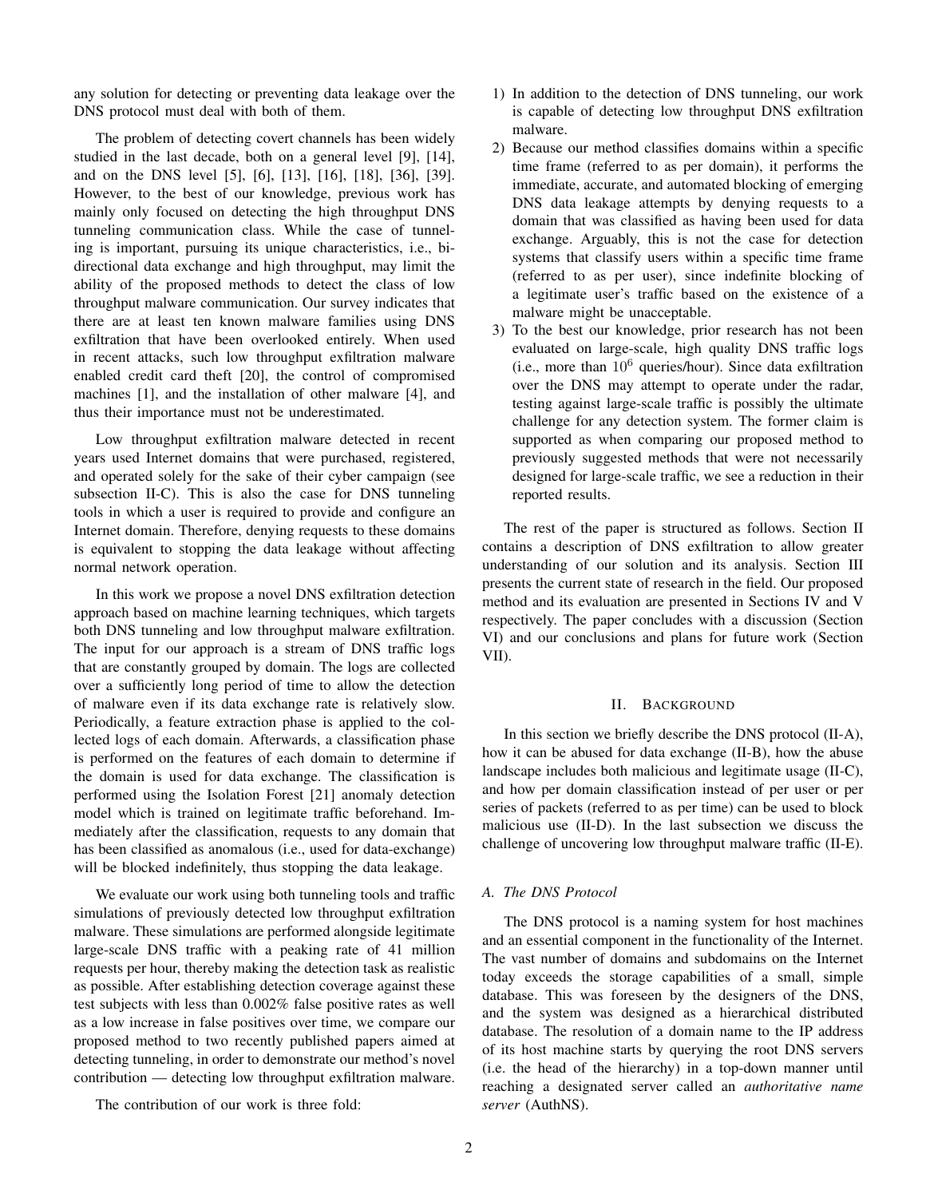any solution for detecting or preventing data leakage over the DNS protocol must deal with both of them.

The problem of detecting covert channels has been widely studied in the last decade, both on a general level [9], [14], and on the DNS level [5], [6], [13], [16], [18], [36], [39]. However, to the best of our knowledge, previous work has mainly only focused on detecting the high throughput DNS tunneling communication class. While the case of tunneling is important, pursuing its unique characteristics, i.e., bi-directional data exchange and high throughput, may limit the ability of the proposed methods to detect the class of low throughput malware communication. Our survey indicates that there are at least ten known malware families using DNS exfiltration that have been overlooked entirely. When used in recent attacks, such low throughput exfiltration malware enabled credit card theft [20], the control of compromised machines [1], and the installation of other malware [4], and thus their importance must not be underestimated.

Low throughput exfiltration malware detected in recent years used Internet domains that were purchased, registered, and operated solely for the sake of their cyber campaign (see subsection II-C). This is also the case for DNS tunneling tools in which a user is required to provide and configure an Internet domain. Therefore, denying requests to these domains is equivalent to stopping the data leakage without affecting normal network operation.

In this work we propose a novel DNS exfiltration detection approach based on machine learning techniques, which targets both DNS tunneling and low throughput malware exfiltration. The input for our approach is a stream of DNS traffic logs that are constantly grouped by domain. The logs are collected over a sufficiently long period of time to allow the detection of malware even if its data exchange rate is relatively slow. Periodically, a feature extraction phase is applied to the collected logs of each domain. Afterwards, a classification phase is performed on the features of each domain to determine if the domain is used for data exchange. The classification is performed using the Isolation Forest [21] anomaly detection model which is trained on legitimate traffic beforehand. Immediately after the classification, requests to any domain that has been classified as anomalous (i.e., used for data-exchange) will be blocked indefinitely, thus stopping the data leakage.

We evaluate our work using both tunneling tools and traffic simulations of previously detected low throughput exfiltration malware. These simulations are performed alongside legitimate large-scale DNS traffic with a peaking rate of 41 million requests per hour, thereby making the detection task as realistic as possible. After establishing detection coverage against these test subjects with less than 0.002% false positive rates as well as a low increase in false positives over time, we compare our proposed method to two recently published papers aimed at detecting tunneling, in order to demonstrate our method's novel contribution — detecting low throughput exfiltration malware.

The contribution of our work is three fold:

1) In addition to the detection of DNS tunneling, our work is capable of detecting low throughput DNS exfiltration malware.
2) Because our method classifies domains within a specific time frame (referred to as per domain), it performs the immediate, accurate, and automated blocking of emerging DNS data leakage attempts by denying requests to a domain that was classified as having been used for data exchange. Arguably, this is not the case for detection systems that classify users within a specific time frame (referred to as per user), since indefinite blocking of a legitimate user's traffic based on the existence of a malware might be unacceptable.
3) To the best our knowledge, prior research has not been evaluated on large-scale, high quality DNS traffic logs (i.e., more than $10^6$ queries/hour). Since data exfiltration over the DNS may attempt to operate under the radar, testing against large-scale traffic is possibly the ultimate challenge for any detection system. The former claim is supported as when comparing our proposed method to previously suggested methods that were not necessarily designed for large-scale traffic, we see a reduction in their reported results.

The rest of the paper is structured as follows. Section II contains a description of DNS exfiltration to allow greater understanding of our solution and its analysis. Section III presents the current state of research in the field. Our proposed method and its evaluation are presented in Sections IV and V respectively. The paper concludes with a discussion (Section VI) and our conclusions and plans for future work (Section VII).

## II. Background

In this section we briefly describe the DNS protocol (II-A), how it can be abused for data exchange (II-B), how the abuse landscape includes both malicious and legitimate usage (II-C), and how per domain classification instead of per user or per series of packets (referred to as per time) can be used to block malicious use (II-D). In the last subsection we discuss the challenge of uncovering low throughput malware traffic (II-E).

### A. The DNS Protocol

The DNS protocol is a naming system for host machines and an essential component in the functionality of the Internet. The vast number of domains and subdomains on the Internet today exceeds the storage capabilities of a small, simple database. This was foreseen by the designers of the DNS, and the system was designed as a hierarchical distributed database. The resolution of a domain name to the IP address of its host machine starts by querying the root DNS servers (i.e. the head of the hierarchy) in a top-down manner until reaching a designated server called an *authoritative name server* (AuthNS).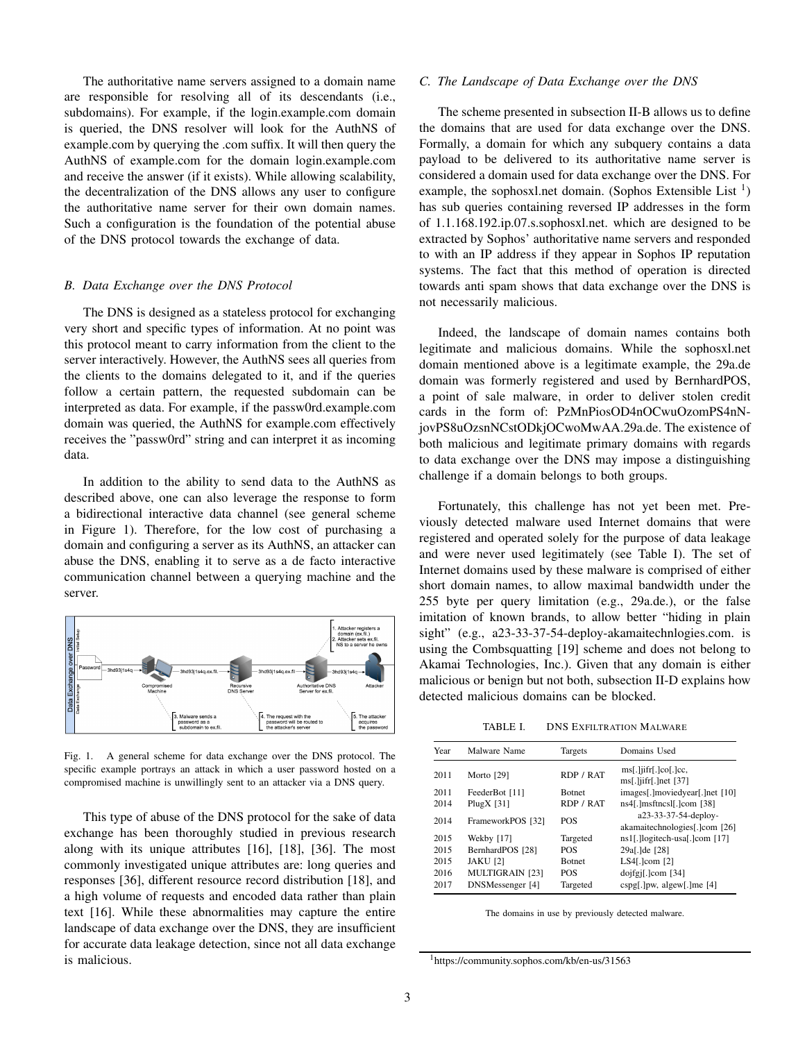The authoritative name servers assigned to a domain name are responsible for resolving all of its descendants (i.e., subdomains). For example, if the login.example.com domain is queried, the DNS resolver will look for the AuthNS of example.com by querying the .com suffix. It will then query the AuthNS of example.com for the domain login.example.com and receive the answer (if it exists). While allowing scalability, the decentralization of the DNS allows any user to configure the authoritative name server for their own domain names. Such a configuration is the foundation of the potential abuse of the DNS protocol towards the exchange of data.

### *B. Data Exchange over the DNS Protocol*

The DNS is designed as a stateless protocol for exchanging very short and specific types of information. At no point was this protocol meant to carry information from the client to the server interactively. However, the AuthNS sees all queries from the clients to the domains delegated to it, and if the queries follow a certain pattern, the requested subdomain can be interpreted as data. For example, if the passw0rd.example.com domain was queried, the AuthNS for example.com effectively receives the "passw0rd" string and can interpret it as incoming data.

In addition to the ability to send data to the AuthNS as described above, one can also leverage the response to form a bidirectional interactive data channel (see general scheme in Figure 1). Therefore, for the low cost of purchasing a domain and configuring a server as its AuthNS, an attacker can abuse the DNS, enabling it to serve as a de facto interactive communication channel between a querying machine and the server.

Fig. 1. A general scheme for data exchange over the DNS protocol. The specific example portrays an attack in which a user password hosted on a compromised machine is unwillingly sent to an attacker via a DNS query.

This type of abuse of the DNS protocol for the sake of data exchange has been thoroughly studied in previous research along with its unique attributes [16], [18], [36]. The most commonly investigated unique attributes are: long queries and responses [36], different resource record distribution [18], and a high volume of requests and encoded data rather than plain text [16]. While these abnormalities may capture the entire landscape of data exchange over the DNS, they are insufficient for accurate data leakage detection, since not all data exchange is malicious.

### *C. The Landscape of Data Exchange over the DNS*

The scheme presented in subsection II-B allows us to define the domains that are used for data exchange over the DNS. Formally, a domain for which any subquery contains a data payload to be delivered to its authoritative name server is considered a domain used for data exchange over the DNS. For example, the sophosxl.net domain. (Sophos Extensible List [1]) has sub queries containing reversed IP addresses in the form of 1.1.168.192.ip.07.s.sophosxl.net. which are designed to be extracted by Sophos' authoritative name servers and responded to with an IP address if they appear in Sophos IP reputation systems. The fact that this method of operation is directed towards anti spam shows that data exchange over the DNS is not necessarily malicious.

Indeed, the landscape of domain names contains both legitimate and malicious domains. While the sophosxl.net domain mentioned above is a legitimate example, the 29a.de domain was formerly registered and used by BernhardPOS, a point of sale malware, in order to deliver stolen credit cards in the form of: PzMnPiosOD4nOCwuOzomPS4nN-jovPS8uOzsnNCstODkjOCwoMwAA.29a.de. The existence of both malicious and legitimate primary domains with regards to data exchange over the DNS may impose a distinguishing challenge if a domain belongs to both groups.

Fortunately, this challenge has not yet been met. Previously detected malware used Internet domains that were registered and operated solely for the purpose of data leakage and were never used legitimately (see Table I). The set of Internet domains used by these malware is comprised of either short domain names, to allow maximal bandwidth under the 255 byte per query limitation (e.g., 29a.de.), or the false imitation of known brands, to allow better "hiding in plain sight" (e.g., a23-33-37-54-deploy-akamaitechnlogies.com. is using the Combsquatting [19] scheme and does not belong to Akamai Technologies, Inc.). Given that any domain is either malicious or benign but not both, subsection II-D explains how detected malicious domains can be blocked.

TABLE I. DNS EXFILTRATION MALWARE

| Year | Malware Name | Targets | Domains Used |
|---|---|---|---|
| 2011 | Morto [29] | RDP / RAT | ms[.]jifr[.]co[.]cc, ms[.]jifr[.]net [37] |
| 2011 | FeederBot [11] | Botnet | images[.]moviedyear[.]net [10] |
| 2014 | PlugX [31] | RDP / RAT | ns4[.]msftncsl[.]com [38] |
| 2014 | FrameworkPOS [32] | POS | a23-33-37-54-deploy-akamaitechnologies[.]com [26] |
| 2015 | Wekby [17] | Targeted | ns1[.]logitech-usa[.]com [17] |
| 2015 | BernhardPOS [28] | POS | 29a[.]de [28] |
| 2015 | JAKU [2] | Botnet | LS4[.]com [2] |
| 2016 | MULTIGRAIN [23] | POS | dojfgj[.]com [34] |
| 2017 | DNSMessenger [4] | Targeted | cspg[.]pw, algew[.]me [4] |

The domains in use by previously detected malware.

[1] https://community.sophos.com/kb/en-us/31563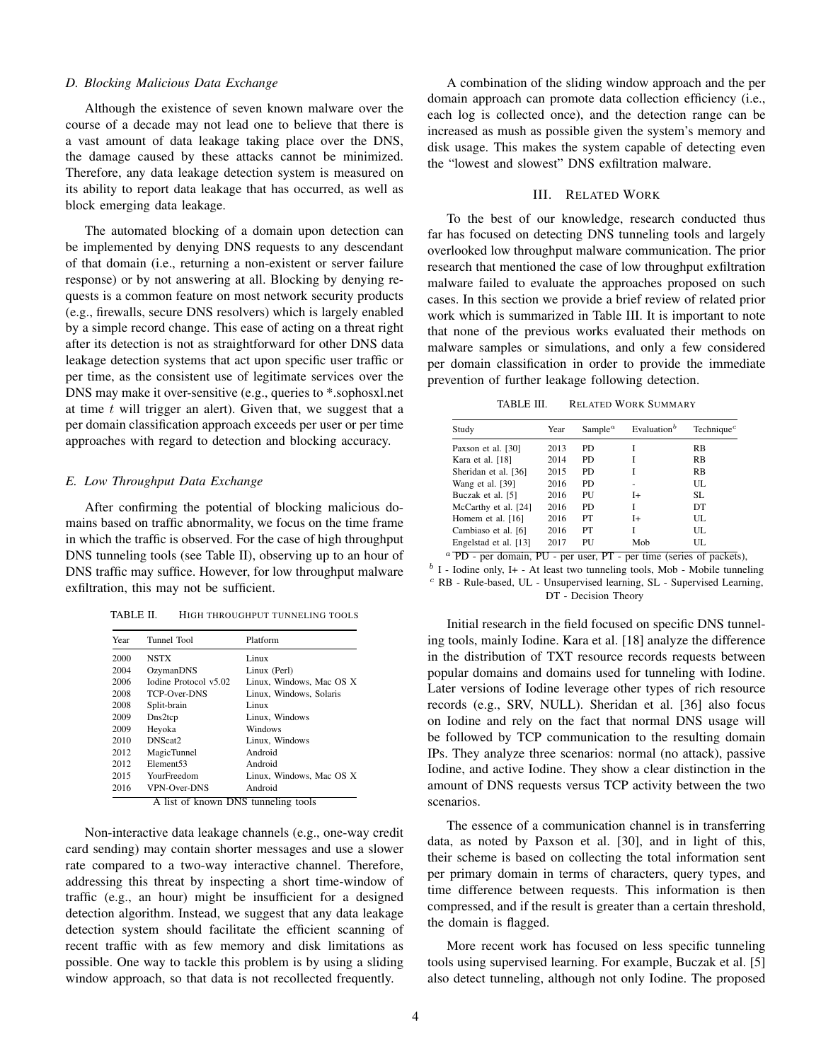### D. Blocking Malicious Data Exchange

Although the existence of seven known malware over the course of a decade may not lead one to believe that there is a vast amount of data leakage taking place over the DNS, the damage caused by these attacks cannot be minimized. Therefore, any data leakage detection system is measured on its ability to report data leakage that has occurred, as well as block emerging data leakage.

The automated blocking of a domain upon detection can be implemented by denying DNS requests to any descendant of that domain (i.e., returning a non-existent or server failure response) or by not answering at all. Blocking by denying requests is a common feature on most network security products (e.g., firewalls, secure DNS resolvers) which is largely enabled by a simple record change. This ease of acting on a threat right after its detection is not as straightforward for other DNS data leakage detection systems that act upon specific user traffic or per time, as the consistent use of legitimate services over the DNS may make it over-sensitive (e.g., queries to *.sophosxl.net at time $t$ will trigger an alert). Given that, we suggest that a per domain classification approach exceeds per user or per time approaches with regard to detection and blocking accuracy.

### E. Low Throughput Data Exchange

After confirming the potential of blocking malicious domains based on traffic abnormality, we focus on the time frame in which the traffic is observed. For the case of high throughput DNS tunneling tools (see Table II), observing up to an hour of DNS traffic may suffice. However, for low throughput malware exfiltration, this may not be sufficient.

TABLE II. HIGH THROUGHPUT TUNNELING TOOLS

| Year | Tunnel Tool | Platform |
|---|---|---|
| 2000 | NSTX | Linux |
| 2004 | OzymanDNS | Linux (Perl) |
| 2006 | Iodine Protocol v5.02 | Linux, Windows, Mac OS X |
| 2008 | TCP-Over-DNS | Linux, Windows, Solaris |
| 2008 | Split-brain | Linux |
| 2009 | Dns2tcp | Linux, Windows |
| 2009 | Heyoka | Windows |
| 2010 | DNScat2 | Linux, Windows |
| 2012 | MagicTunnel | Android |
| 2012 | Element53 | Android |
| 2015 | YourFreedom | Linux, Windows, Mac OS X |
| 2016 | VPN-Over-DNS | Android |

A list of known DNS tunneling tools

Non-interactive data leakage channels (e.g., one-way credit card sending) may contain shorter messages and use a slower rate compared to a two-way interactive channel. Therefore, addressing this threat by inspecting a short time-window of traffic (e.g., an hour) might be insufficient for a designed detection algorithm. Instead, we suggest that any data leakage detection system should facilitate the efficient scanning of recent traffic with as few memory and disk limitations as possible. One way to tackle this problem is by using a sliding window approach, so that data is not recollected frequently.

A combination of the sliding window approach and the per domain approach can promote data collection efficiency (i.e., each log is collected once), and the detection range can be increased as mush as possible given the system's memory and disk usage. This makes the system capable of detecting even the "lowest and slowest" DNS exfiltration malware.

## III. RELATED WORK

To the best of our knowledge, research conducted thus far has focused on detecting DNS tunneling tools and largely overlooked low throughput malware communication. The prior research that mentioned the case of low throughput exfiltration malware failed to evaluate the approaches proposed on such cases. In this section we provide a brief review of related prior work which is summarized in Table III. It is important to note that none of the previous works evaluated their methods on malware samples or simulations, and only a few considered per domain classification in order to provide the immediate prevention of further leakage following detection.

TABLE III. RELATED WORK SUMMARY

| Study | Year | Sample[a] | Evaluation[b] | Technique[c] |
|---|---|---|---|---|
| Paxson et al. [30] | 2013 | PD | I | RB |
| Kara et al. [18] | 2014 | PD | I | RB |
| Sheridan et al. [36] | 2015 | PD | I | RB |
| Wang et al. [39] | 2016 | PD | - | UL |
| Buczak et al. [5] | 2016 | PU | I+ | SL |
| McCarthy et al. [24] | 2016 | PD | I | DT |
| Homem et al. [16] | 2016 | PT | I+ | UL |
| Cambiaso et al. [6] | 2016 | PT | I | UL |
| Engelstad et al. [13] | 2017 | PU | Mob | UL |

[a] PD - per domain, PU - per user, PT - per time (series of packets),
[b] I - Iodine only, I+ - At least two tunneling tools, Mob - Mobile tunneling
[c] RB - Rule-based, UL - Unsupervised learning, SL - Supervised Learning, DT - Decision Theory

Initial research in the field focused on specific DNS tunneling tools, mainly Iodine. Kara et al. [18] analyze the difference in the distribution of TXT resource records requests between popular domains and domains used for tunneling with Iodine. Later versions of Iodine leverage other types of rich resource records (e.g., SRV, NULL). Sheridan et al. [36] also focus on Iodine and rely on the fact that normal DNS usage will be followed by TCP communication to the resulting domain IPs. They analyze three scenarios: normal (no attack), passive Iodine, and active Iodine. They show a clear distinction in the amount of DNS requests versus TCP activity between the two scenarios.

The essence of a communication channel is in transferring data, as noted by Paxson et al. [30], and in light of this, their scheme is based on collecting the total information sent per primary domain in terms of characters, query types, and time difference between requests. This information is then compressed, and if the result is greater than a certain threshold, the domain is flagged.

More recent work has focused on less specific tunneling tools using supervised learning. For example, Buczak et al. [5] also detect tunneling, although not only Iodine. The proposed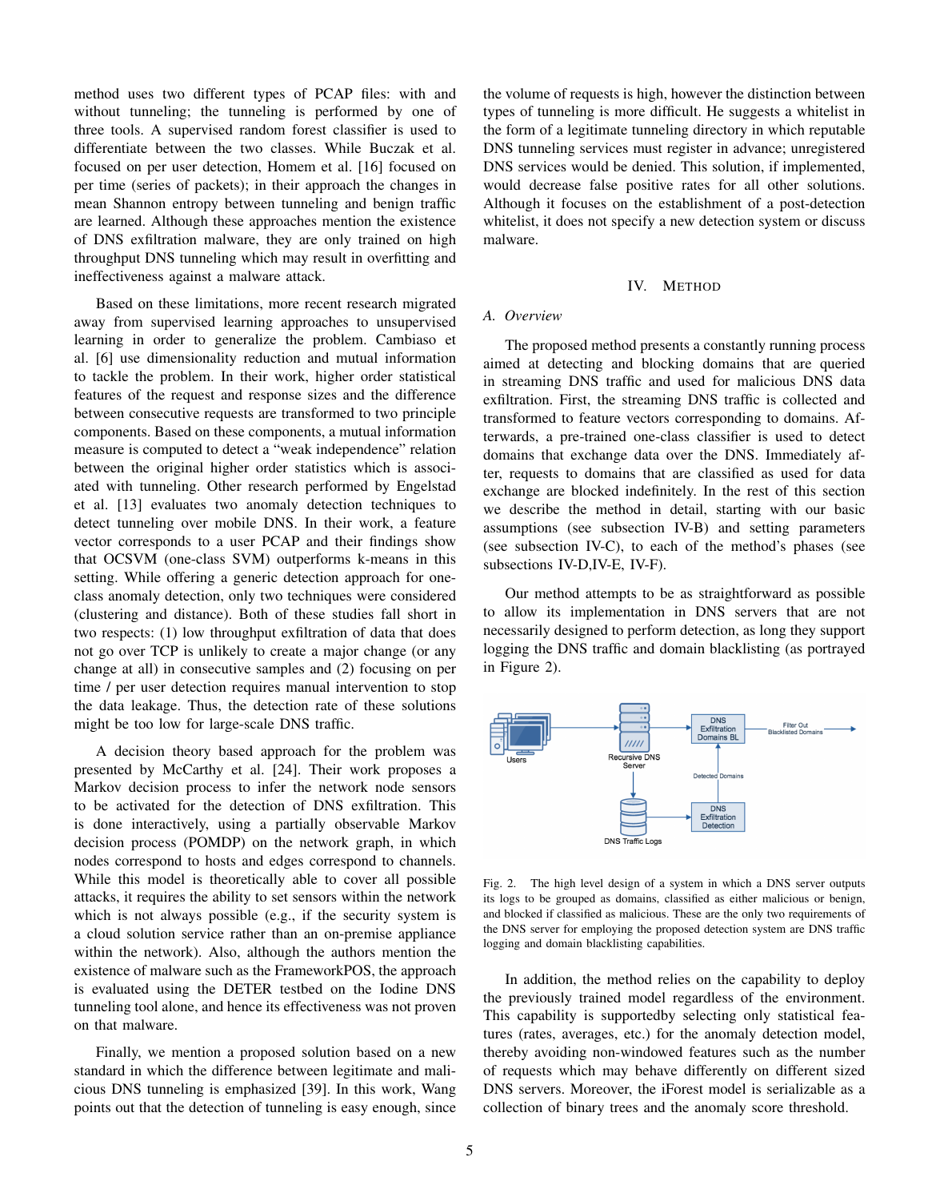method uses two different types of PCAP files: with and without tunneling; the tunneling is performed by one of three tools. A supervised random forest classifier is used to differentiate between the two classes. While Buczak et al. focused on per user detection, Homem et al. [16] focused on per time (series of packets); in their approach the changes in mean Shannon entropy between tunneling and benign traffic are learned. Although these approaches mention the existence of DNS exfiltration malware, they are only trained on high throughput DNS tunneling which may result in overfitting and ineffectiveness against a malware attack.

Based on these limitations, more recent research migrated away from supervised learning approaches to unsupervised learning in order to generalize the problem. Cambiaso et al. [6] use dimensionality reduction and mutual information to tackle the problem. In their work, higher order statistical features of the request and response sizes and the difference between consecutive requests are transformed to two principle components. Based on these components, a mutual information measure is computed to detect a "weak independence" relation between the original higher order statistics which is associated with tunneling. Other research performed by Engelstad et al. [13] evaluates two anomaly detection techniques to detect tunneling over mobile DNS. In their work, a feature vector corresponds to a user PCAP and their findings show that OCSVM (one-class SVM) outperforms k-means in this setting. While offering a generic detection approach for one-class anomaly detection, only two techniques were considered (clustering and distance). Both of these studies fall short in two respects: (1) low throughput exfiltration of data that does not go over TCP is unlikely to create a major change (or any change at all) in consecutive samples and (2) focusing on per time / per user detection requires manual intervention to stop the data leakage. Thus, the detection rate of these solutions might be too low for large-scale DNS traffic.

A decision theory based approach for the problem was presented by McCarthy et al. [24]. Their work proposes a Markov decision process to infer the network node sensors to be activated for the detection of DNS exfiltration. This is done interactively, using a partially observable Markov decision process (POMDP) on the network graph, in which nodes correspond to hosts and edges correspond to channels. While this model is theoretically able to cover all possible attacks, it requires the ability to set sensors within the network which is not always possible (e.g., if the security system is a cloud solution service rather than an on-premise appliance within the network). Also, although the authors mention the existence of malware such as the FrameworkPOS, the approach is evaluated using the DETER testbed on the Iodine DNS tunneling tool alone, and hence its effectiveness was not proven on that malware.

Finally, we mention a proposed solution based on a new standard in which the difference between legitimate and malicious DNS tunneling is emphasized [39]. In this work, Wang points out that the detection of tunneling is easy enough, since the volume of requests is high, however the distinction between types of tunneling is more difficult. He suggests a whitelist in the form of a legitimate tunneling directory in which reputable DNS tunneling services must register in advance; unregistered DNS services would be denied. This solution, if implemented, would decrease false positive rates for all other solutions. Although it focuses on the establishment of a post-detection whitelist, it does not specify a new detection system or discuss malware.

## IV. Method

### A. Overview

The proposed method presents a constantly running process aimed at detecting and blocking domains that are queried in streaming DNS traffic and used for malicious DNS data exfiltration. First, the streaming DNS traffic is collected and transformed to feature vectors corresponding to domains. Afterwards, a pre-trained one-class classifier is used to detect domains that exchange data over the DNS. Immediately after, requests to domains that are classified as used for data exchange are blocked indefinitely. In the rest of this section we describe the method in detail, starting with our basic assumptions (see subsection IV-B) and setting parameters (see subsection IV-C), to each of the method's phases (see subsections IV-D,IV-E, IV-F).

Our method attempts to be as straightforward as possible to allow its implementation in DNS servers that are not necessarily designed to perform detection, as long they support logging the DNS traffic and domain blacklisting (as portrayed in Figure 2).

Fig. 2. The high level design of a system in which a DNS server outputs its logs to be grouped as domains, classified as either malicious or benign, and blocked if classified as malicious. These are the only two requirements of the DNS server for employing the proposed detection system are DNS traffic logging and domain blacklisting capabilities.

In addition, the method relies on the capability to deploy the previously trained model regardless of the environment. This capability is supportedby selecting only statistical features (rates, averages, etc.) for the anomaly detection model, thereby avoiding non-windowed features such as the number of requests which may behave differently on different sized DNS servers. Moreover, the iForest model is serializable as a collection of binary trees and the anomaly score threshold.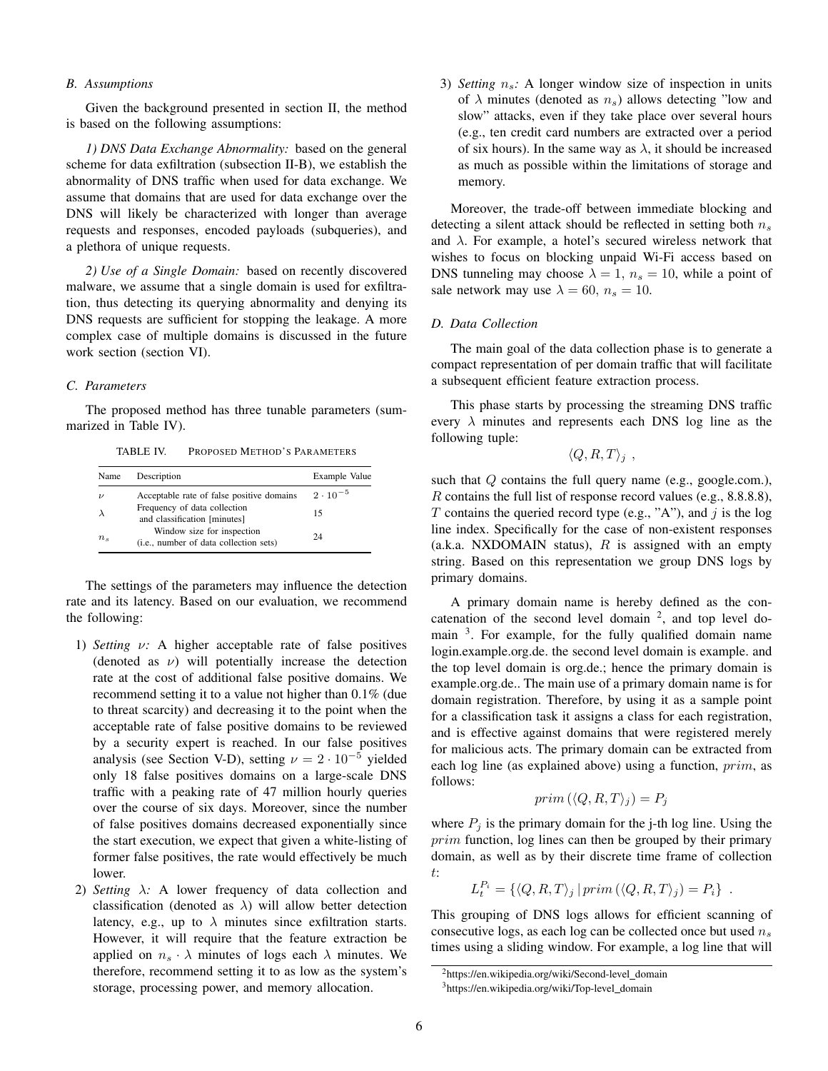### B. Assumptions

Given the background presented in section II, the method is based on the following assumptions:

*1) DNS Data Exchange Abnormality:* based on the general scheme for data exfiltration (subsection II-B), we establish the abnormality of DNS traffic when used for data exchange. We assume that domains that are used for data exchange over the DNS will likely be characterized with longer than average requests and responses, encoded payloads (subqueries), and a plethora of unique requests.

*2) Use of a Single Domain:* based on recently discovered malware, we assume that a single domain is used for exfiltration, thus detecting its querying abnormality and denying its DNS requests are sufficient for stopping the leakage. A more complex case of multiple domains is discussed in the future work section (section VI).

### C. Parameters

The proposed method has three tunable parameters (summarized in Table IV).

TABLE IV. Proposed Method's Parameters

| Name | Description | Example Value |
|---|---|---|
| $\nu$ | Acceptable rate of false positive domains | $2 \cdot 10^{-5}$ |
| $\lambda$ | Frequency of data collection and classification [minutes] | 15 |
| $n_s$ | Window size for inspection (i.e., number of data collection sets) | 24 |

The settings of the parameters may influence the detection rate and its latency. Based on our evaluation, we recommend the following:

1) *Setting $\nu$:* A higher acceptable rate of false positives (denoted as $\nu$) will potentially increase the detection rate at the cost of additional false positive domains. We recommend setting it to a value not higher than 0.1% (due to threat scarcity) and decreasing it to the point when the acceptable rate of false positive domains to be reviewed by a security expert is reached. In our false positives analysis (see Section V-D), setting $\nu = 2 \cdot 10^{-5}$ yielded only 18 false positives domains on a large-scale DNS traffic with a peaking rate of 47 million hourly queries over the course of six days. Moreover, since the number of false positives domains decreased exponentially since the start execution, we expect that given a white-listing of former false positives, the rate would effectively be much lower.
2) *Setting $\lambda$:* A lower frequency of data collection and classification (denoted as $\lambda$) will allow better detection latency, e.g., up to $\lambda$ minutes since exfiltration starts. However, it will require that the feature extraction be applied on $n_s \cdot \lambda$ minutes of logs each $\lambda$ minutes. We therefore, recommend setting it to as low as the system's storage, processing power, and memory allocation.
3) *Setting $n_s$:* A longer window size of inspection in units of $\lambda$ minutes (denoted as $n_s$) allows detecting "low and slow" attacks, even if they take place over several hours (e.g., ten credit card numbers are extracted over a period of six hours). In the same way as $\lambda$, it should be increased as much as possible within the limitations of storage and memory.

Moreover, the trade-off between immediate blocking and detecting a silent attack should be reflected in setting both $n_s$ and $\lambda$. For example, a hotel's secured wireless network that wishes to focus on blocking unpaid Wi-Fi access based on DNS tunneling may choose $\lambda = 1$, $n_s = 10$, while a point of sale network may use $\lambda = 60$, $n_s = 10$.

### D. Data Collection

The main goal of the data collection phase is to generate a compact representation of per domain traffic that will facilitate a subsequent efficient feature extraction process.

This phase starts by processing the streaming DNS traffic every $\lambda$ minutes and represents each DNS log line as the following tuple:

$$\langle Q, R, T \rangle_j \ ,$$

such that $Q$ contains the full query name (e.g., google.com.), $R$ contains the full list of response record values (e.g., 8.8.8.8), $T$ contains the queried record type (e.g., "A"), and $j$ is the log line index. Specifically for the case of non-existent responses (a.k.a. NXDOMAIN status), $R$ is assigned with an empty string. Based on this representation we group DNS logs by primary domains.

A primary domain name is hereby defined as the concatenation of the second level domain [2], and top level domain [3]. For example, for the fully qualified domain name login.example.org.de. the second level domain is example. and the top level domain is org.de.; hence the primary domain is example.org.de.. The main use of a primary domain name is for domain registration. Therefore, by using it as a sample point for a classification task it assigns a class for each registration, and is effective against domains that were registered merely for malicious acts. The primary domain can be extracted from each log line (as explained above) using a function, $prim$, as follows:

$$prim\left(\langle Q, R, T \rangle_j\right) = P_j$$

where $P_j$ is the primary domain for the j-th log line. Using the $prim$ function, log lines can then be grouped by their primary domain, as well as by their discrete time frame of collection $t$:

$$L_t^{P_i} = \left\{ \langle Q, R, T \rangle_j \,|\, prim\left(\langle Q, R, T \rangle_j\right) = P_i \right\} \ .$$

This grouping of DNS logs allows for efficient scanning of consecutive logs, as each log can be collected once but used $n_s$ times using a sliding window. For example, a log line that will

[2] https://en.wikipedia.org/wiki/Second-level_domain

[3] https://en.wikipedia.org/wiki/Top-level_domain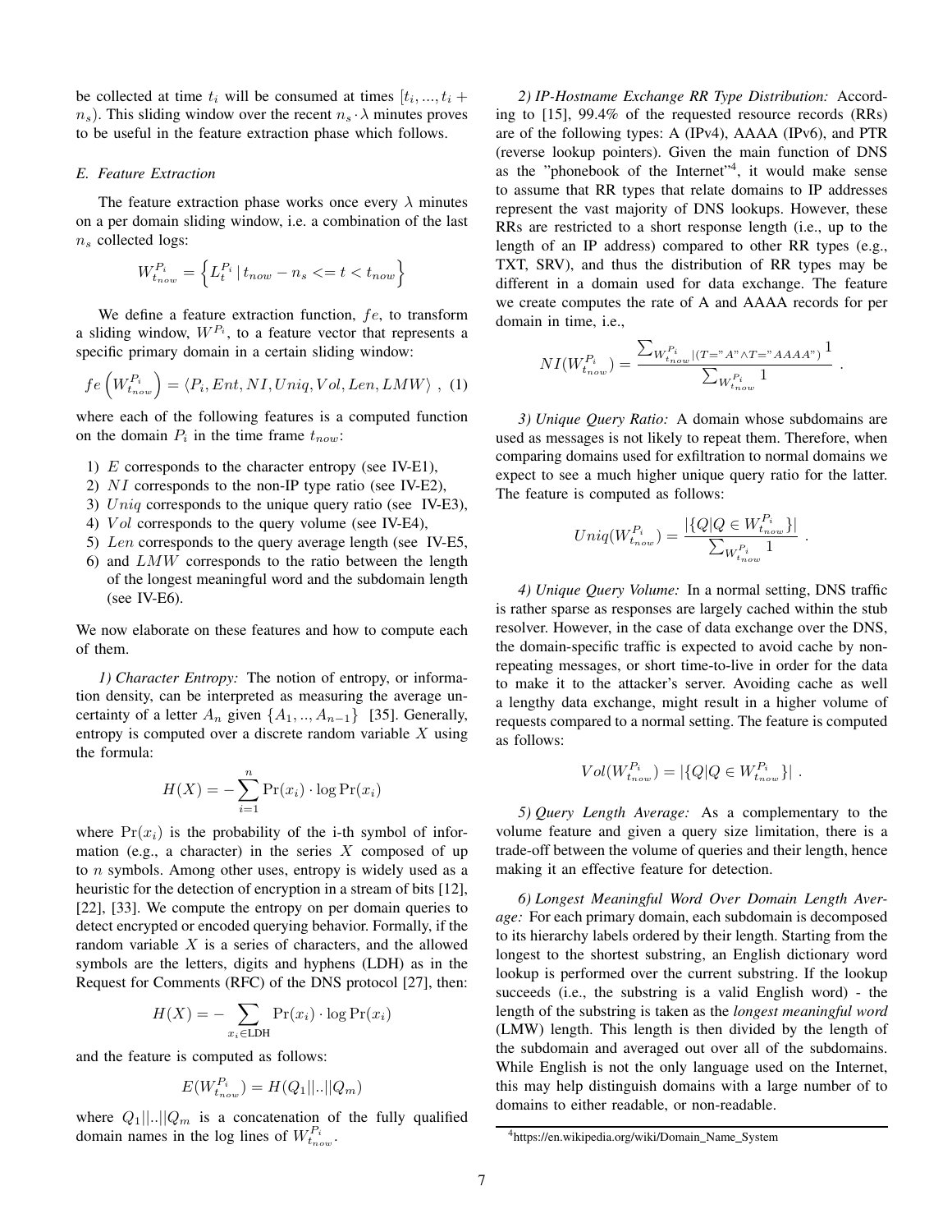be collected at time $t_i$ will be consumed at times $[t_i, ..., t_i + n_s)$. This sliding window over the recent $n_s \cdot \lambda$ minutes proves to be useful in the feature extraction phase which follows.

### E. Feature Extraction

The feature extraction phase works once every $\lambda$ minutes on a per domain sliding window, i.e. a combination of the last $n_s$ collected logs:

$$W_{t_{now}}^{P_i} = \left\{ L_t^{P_i} \,|\, t_{now} - n_s <= t < t_{now} \right\}$$

We define a feature extraction function, $fe$, to transform a sliding window, $W^{P_i}$, to a feature vector that represents a specific primary domain in a certain sliding window:

$$fe\left(W_{t_{now}}^{P_i}\right) = \langle P_i, Ent, NI, Uniq, Vol, Len, LMW \rangle \ , \ (1)$$

where each of the following features is a computed function on the domain $P_i$ in the time frame $t_{now}$:

1) $E$ corresponds to the character entropy (see IV-E1),
2) $NI$ corresponds to the non-IP type ratio (see IV-E2),
3) $Uniq$ corresponds to the unique query ratio (see IV-E3),
4) $Vol$ corresponds to the query volume (see IV-E4),
5) $Len$ corresponds to the query average length (see IV-E5,
6) and $LMW$ corresponds to the ratio between the length of the longest meaningful word and the subdomain length (see IV-E6).

We now elaborate on these features and how to compute each of them.

*1) Character Entropy:* The notion of entropy, or information density, can be interpreted as measuring the average uncertainty of a letter $A_n$ given $\{A_1, .., A_{n-1}\}$ [35]. Generally, entropy is computed over a discrete random variable $X$ using the formula:

$$H(X) = -\sum_{i=1}^{n} \Pr(x_i) \cdot \log \Pr(x_i)$$

where $\Pr(x_i)$ is the probability of the i-th symbol of information (e.g., a character) in the series $X$ composed of up to $n$ symbols. Among other uses, entropy is widely used as a heuristic for the detection of encryption in a stream of bits [12], [22], [33]. We compute the entropy on per domain queries to detect encrypted or encoded querying behavior. Formally, if the random variable $X$ is a series of characters, and the allowed symbols are the letters, digits and hyphens (LDH) as in the Request for Comments (RFC) of the DNS protocol [27], then:

$$H(X) = -\sum_{x_i \in \text{LDH}} \Pr(x_i) \cdot \log \Pr(x_i)$$

and the feature is computed as follows:

$$E(W_{t_{now}}^{P_i}) = H(Q_1||..||Q_m)$$

where $Q_1||..||Q_m$ is a concatenation of the fully qualified domain names in the log lines of $W_{t_{now}}^{P_i}$.

*2) IP-Hostname Exchange RR Type Distribution:* According to [15], 99.4% of the requested resource records (RRs) are of the following types: A (IPv4), AAAA (IPv6), and PTR (reverse lookup pointers). Given the main function of DNS as the "phonebook of the Internet"[4], it would make sense to assume that RR types that relate domains to IP addresses represent the vast majority of DNS lookups. However, these RRs are restricted to a short response length (i.e., up to the length of an IP address) compared to other RR types (e.g., TXT, SRV), and thus the distribution of RR types may be different in a domain used for data exchange. The feature we create computes the rate of A and AAAA records for per domain in time, i.e.,

$$NI(W_{t_{now}}^{P_i}) = \frac{\sum_{W_{t_{now}}^{P_i} | (T="A" \wedge T="AAAA")} 1}{\sum_{W_{t_{now}}^{P_i}} 1} \ .$$

*3) Unique Query Ratio:* A domain whose subdomains are used as messages is not likely to repeat them. Therefore, when comparing domains used for exfiltration to normal domains we expect to see a much higher unique query ratio for the latter. The feature is computed as follows:

$$Uniq(W_{t_{now}}^{P_i}) = \frac{|\{Q | Q \in W_{t_{now}}^{P_i}\}|}{\sum_{W_{t_{now}}^{P_i}} 1} \ .$$

*4) Unique Query Volume:* In a normal setting, DNS traffic is rather sparse as responses are largely cached within the stub resolver. However, in the case of data exchange over the DNS, the domain-specific traffic is expected to avoid cache by non-repeating messages, or short time-to-live in order for the data to make it to the attacker's server. Avoiding cache as well a lengthy data exchange, might result in a higher volume of requests compared to a normal setting. The feature is computed as follows:

$$Vol(W_{t_{now}}^{P_i}) = |\{Q | Q \in W_{t_{now}}^{P_i}\}| \ .$$

*5) Query Length Average:* As a complementary to the volume feature and given a query size limitation, there is a trade-off between the volume of queries and their length, hence making it an effective feature for detection.

*6) Longest Meaningful Word Over Domain Length Average:* For each primary domain, each subdomain is decomposed to its hierarchy labels ordered by their length. Starting from the longest to the shortest substring, an English dictionary word lookup is performed over the current substring. If the lookup succeeds (i.e., the substring is a valid English word) - the length of the substring is taken as the *longest meaningful word* (LMW) length. This length is then divided by the length of the subdomain and averaged out over all of the subdomains. While English is not the only language used on the Internet, this may help distinguish domains with a large number of to domains to either readable, or non-readable.

[4] https://en.wikipedia.org/wiki/Domain_Name_System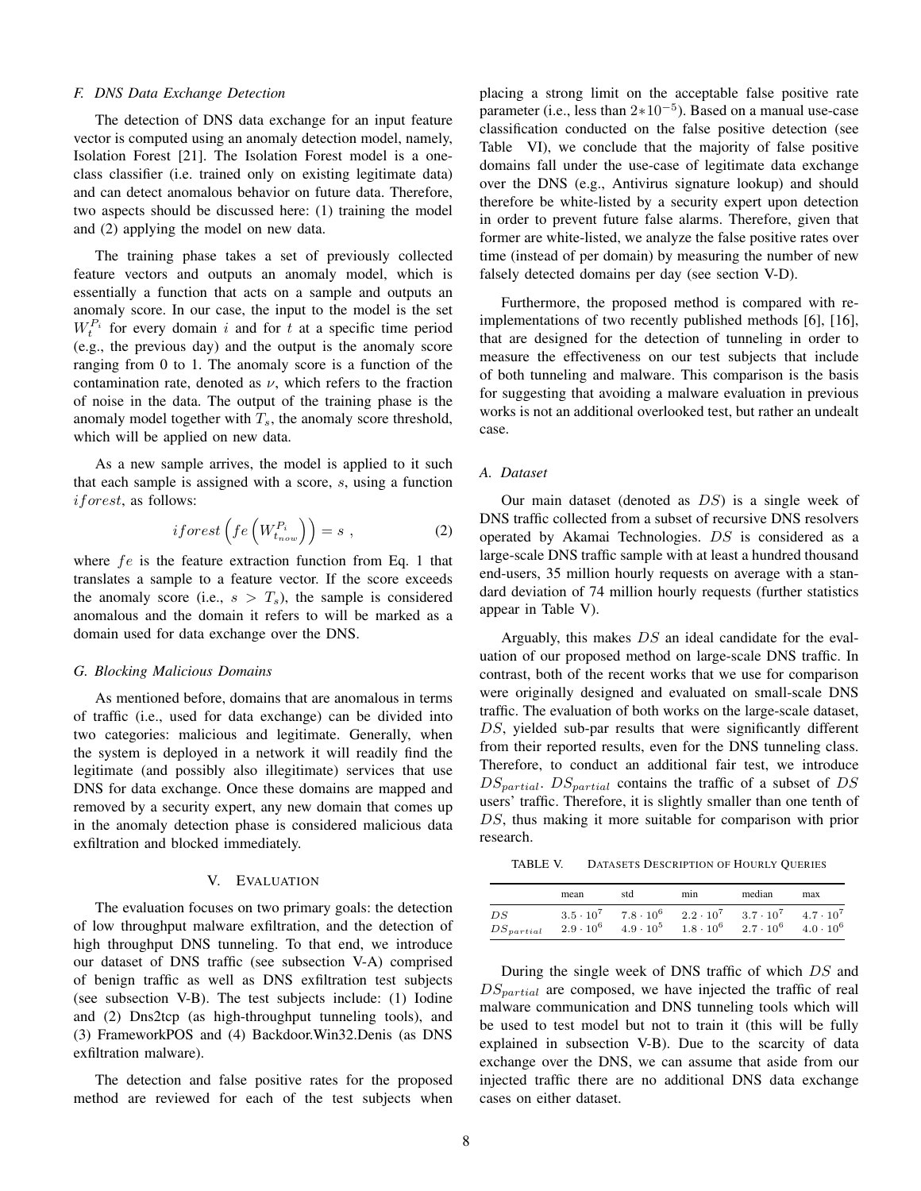### F. DNS Data Exchange Detection

The detection of DNS data exchange for an input feature vector is computed using an anomaly detection model, namely, Isolation Forest [21]. The Isolation Forest model is a one-class classifier (i.e. trained only on existing legitimate data) and can detect anomalous behavior on future data. Therefore, two aspects should be discussed here: (1) training the model and (2) applying the model on new data.

The training phase takes a set of previously collected feature vectors and outputs an anomaly model, which is essentially a function that acts on a sample and outputs an anomaly score. In our case, the input to the model is the set $W_t^{P_i}$ for every domain $i$ and for $t$ at a specific time period (e.g., the previous day) and the output is the anomaly score ranging from 0 to 1. The anomaly score is a function of the contamination rate, denoted as $\nu$, which refers to the fraction of noise in the data. The output of the training phase is the anomaly model together with $T_s$, the anomaly score threshold, which will be applied on new data.

As a new sample arrives, the model is applied to it such that each sample is assigned with a score, $s$, using a function $iforest$, as follows:

$$iforest\left(fe\left(W_{t_{now}}^{P_i}\right)\right) = s \ , \tag{2}$$

where $fe$ is the feature extraction function from Eq. 1 that translates a sample to a feature vector. If the score exceeds the anomaly score (i.e., $s > T_s$), the sample is considered anomalous and the domain it refers to will be marked as a domain used for data exchange over the DNS.

### G. Blocking Malicious Domains

As mentioned before, domains that are anomalous in terms of traffic (i.e., used for data exchange) can be divided into two categories: malicious and legitimate. Generally, when the system is deployed in a network it will readily find the legitimate (and possibly also illegitimate) services that use DNS for data exchange. Once these domains are mapped and removed by a security expert, any new domain that comes up in the anomaly detection phase is considered malicious data exfiltration and blocked immediately.

## V. Evaluation

The evaluation focuses on two primary goals: the detection of low throughput malware exfiltration, and the detection of high throughput DNS tunneling. To that end, we introduce our dataset of DNS traffic (see subsection V-A) comprised of benign traffic as well as DNS exfiltration test subjects (see subsection V-B). The test subjects include: (1) Iodine and (2) Dns2tcp (as high-throughput tunneling tools), and (3) FrameworkPOS and (4) Backdoor.Win32.Denis (as DNS exfiltration malware).

The detection and false positive rates for the proposed method are reviewed for each of the test subjects when placing a strong limit on the acceptable false positive rate parameter (i.e., less than $2*10^{-5}$). Based on a manual use-case classification conducted on the false positive detection (see Table VI), we conclude that the majority of false positive domains fall under the use-case of legitimate data exchange over the DNS (e.g., Antivirus signature lookup) and should therefore be white-listed by a security expert upon detection in order to prevent future false alarms. Therefore, given that former are white-listed, we analyze the false positive rates over time (instead of per domain) by measuring the number of new falsely detected domains per day (see section V-D).

Furthermore, the proposed method is compared with re-implementations of two recently published methods [6], [16], that are designed for the detection of tunneling in order to measure the effectiveness on our test subjects that include of both tunneling and malware. This comparison is the basis for suggesting that avoiding a malware evaluation in previous works is not an additional overlooked test, but rather an undealt case.

### A. Dataset

Our main dataset (denoted as $DS$) is a single week of DNS traffic collected from a subset of recursive DNS resolvers operated by Akamai Technologies. $DS$ is considered as a large-scale DNS traffic sample with at least a hundred thousand end-users, 35 million hourly requests on average with a standard deviation of 74 million hourly requests (further statistics appear in Table V).

Arguably, this makes $DS$ an ideal candidate for the evaluation of our proposed method on large-scale DNS traffic. In contrast, both of the recent works that we use for comparison were originally designed and evaluated on small-scale DNS traffic. The evaluation of both works on the large-scale dataset, $DS$, yielded sub-par results that were significantly different from their reported results, even for the DNS tunneling class. Therefore, to conduct an additional fair test, we introduce $DS_{partial}$. $DS_{partial}$ contains the traffic of a subset of $DS$ users' traffic. Therefore, it is slightly smaller than one tenth of $DS$, thus making it more suitable for comparison with prior research.

TABLE V. Datasets Description of Hourly Queries

| | mean | std | min | median | max |
|---|---|---|---|---|---|
| $DS$ | $3.5 \cdot 10^7$ | $7.8 \cdot 10^6$ | $2.2 \cdot 10^7$ | $3.7 \cdot 10^7$ | $4.7 \cdot 10^7$ |
| $DS_{partial}$ | $2.9 \cdot 10^6$ | $4.9 \cdot 10^5$ | $1.8 \cdot 10^6$ | $2.7 \cdot 10^6$ | $4.0 \cdot 10^6$ |

During the single week of DNS traffic of which $DS$ and $DS_{partial}$ are composed, we have injected the traffic of real malware communication and DNS tunneling tools which will be used to test model but not to train it (this will be fully explained in subsection V-B). Due to the scarcity of data exchange over the DNS, we can assume that aside from our injected traffic there are no additional DNS data exchange cases on either dataset.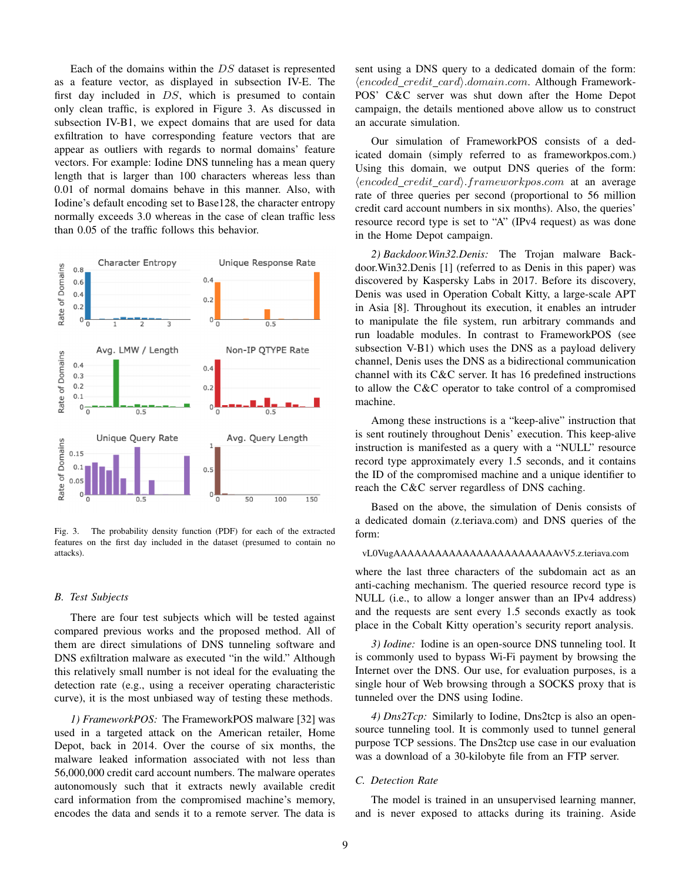Each of the domains within the $DS$ dataset is represented as a feature vector, as displayed in subsection IV-E. The first day included in $DS$, which is presumed to contain only clean traffic, is explored in Figure 3. As discussed in subsection IV-B1, we expect domains that are used for data exfiltration to have corresponding feature vectors that are appear as outliers with regards to normal domains' feature vectors. For example: Iodine DNS tunneling has a mean query length that is larger than 100 characters whereas less than 0.01 of normal domains behave in this manner. Also, with Iodine's default encoding set to Base128, the character entropy normally exceeds 3.0 whereas in the case of clean traffic less than 0.05 of the traffic follows this behavior.

Fig. 3. The probability density function (PDF) for each of the extracted features on the first day included in the dataset (presumed to contain no attacks).

## B. Test Subjects

There are four test subjects which will be tested against compared previous works and the proposed method. All of them are direct simulations of DNS tunneling software and DNS exfiltration malware as executed "in the wild." Although this relatively small number is not ideal for the evaluating the detection rate (e.g., using a receiver operating characteristic curve), it is the most unbiased way of testing these methods.

*1) FrameworkPOS:* The FrameworkPOS malware [32] was used in a targeted attack on the American retailer, Home Depot, back in 2014. Over the course of six months, the malware leaked information associated with not less than 56,000,000 credit card account numbers. The malware operates autonomously such that it extracts newly available credit card information from the compromised machine's memory, encodes the data and sends it to a remote server. The data is sent using a DNS query to a dedicated domain of the form: $\langle encoded\_credit\_card \rangle.domain.com$. Although FrameworkPOS' C&C server was shut down after the Home Depot campaign, the details mentioned above allow us to construct an accurate simulation.

Our simulation of FrameworkPOS consists of a dedicated domain (simply referred to as frameworkpos.com.) Using this domain, we output DNS queries of the form: $\langle encoded\_credit\_card \rangle.frameworkpos.com$ at an average rate of three queries per second (proportional to 56 million credit card account numbers in six months). Also, the queries' resource record type is set to "A" (IPv4 request) as was done in the Home Depot campaign.

*2) Backdoor.Win32.Denis:* The Trojan malware Backdoor.Win32.Denis [1] (referred to as Denis in this paper) was discovered by Kaspersky Labs in 2017. Before its discovery, Denis was used in Operation Cobalt Kitty, a large-scale APT in Asia [8]. Throughout its execution, it enables an intruder to manipulate the file system, run arbitrary commands and run loadable modules. In contrast to FrameworkPOS (see subsection V-B1) which uses the DNS as a payload delivery channel, Denis uses the DNS as a bidirectional communication channel with its C&C server. It has 16 predefined instructions to allow the C&C operator to take control of a compromised machine.

Among these instructions is a "keep-alive" instruction that is sent routinely throughout Denis' execution. This keep-alive instruction is manifested as a query with a "NULL" resource record type approximately every 1.5 seconds, and it contains the ID of the compromised machine and a unique identifier to reach the C&C server regardless of DNS caching.

Based on the above, the simulation of Denis consists of a dedicated domain (z.teriava.com) and DNS queries of the form:

vL0VugAAAAAAAAAAAAAAAAAAAAAAAvV5.z.teriava.com

where the last three characters of the subdomain act as an anti-caching mechanism. The queried resource record type is NULL (i.e., to allow a longer answer than an IPv4 address) and the requests are sent every 1.5 seconds exactly as took place in the Cobalt Kitty operation's security report analysis.

*3) Iodine:* Iodine is an open-source DNS tunneling tool. It is commonly used to bypass Wi-Fi payment by browsing the Internet over the DNS. Our use, for evaluation purposes, is a single hour of Web browsing through a SOCKS proxy that is tunneled over the DNS using Iodine.

*4) Dns2Tcp:* Similarly to Iodine, Dns2tcp is also an open-source tunneling tool. It is commonly used to tunnel general purpose TCP sessions. The Dns2tcp use case in our evaluation was a download of a 30-kilobyte file from an FTP server.

## C. Detection Rate

The model is trained in an unsupervised learning manner, and is never exposed to attacks during its training. Aside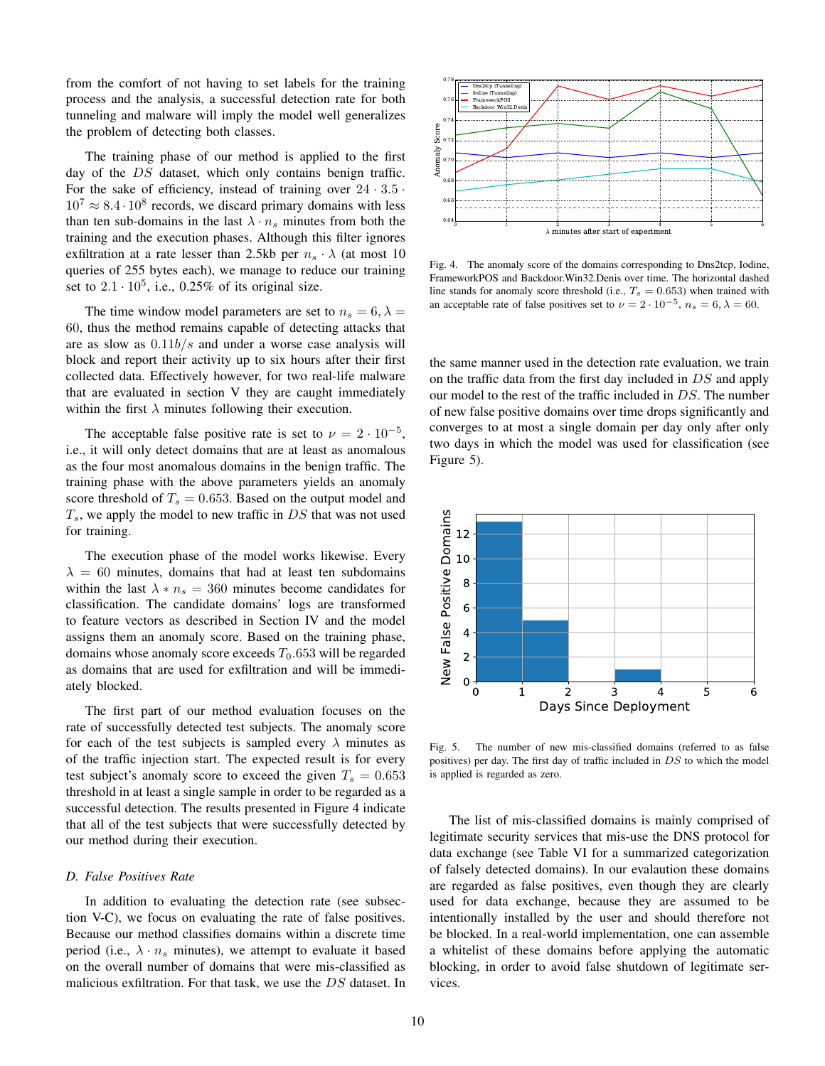from the comfort of not having to set labels for the training process and the analysis, a successful detection rate for both tunneling and malware will imply the model well generalizes the problem of detecting both classes.

The training phase of our method is applied to the first day of the $DS$ dataset, which only contains benign traffic. For the sake of efficiency, instead of training over $24 \cdot 3.5 \cdot 10^7 \approx 8.4 \cdot 10^8$ records, we discard primary domains with less than ten sub-domains in the last $\lambda \cdot n_s$ minutes from both the training and the execution phases. Although this filter ignores exfiltration at a rate lesser than 2.5kb per $n_s \cdot \lambda$ (at most 10 queries of 255 bytes each), we manage to reduce our training set to $2.1 \cdot 10^5$, i.e., 0.25% of its original size.

The time window model parameters are set to $n_s = 6, \lambda = 60$, thus the method remains capable of detecting attacks that are as slow as $0.11b/s$ and under a worse case analysis will block and report their activity up to six hours after their first collected data. Effectively however, for two real-life malware that are evaluated in section V they are caught immediately within the first $\lambda$ minutes following their execution.

The acceptable false positive rate is set to $\nu = 2 \cdot 10^{-5}$, i.e., it will only detect domains that are at least as anomalous as the four most anomalous domains in the benign traffic. The training phase with the above parameters yields an anomaly score threshold of $T_s = 0.653$. Based on the output model and $T_s$, we apply the model to new traffic in $DS$ that was not used for training.

The execution phase of the model works likewise. Every $\lambda = 60$ minutes, domains that had at least ten subdomains within the last $\lambda * n_s = 360$ minutes become candidates for classification. The candidate domains' logs are transformed to feature vectors as described in Section IV and the model assigns them an anomaly score. Based on the training phase, domains whose anomaly score exceeds $T_0.653$ will be regarded as domains that are used for exfiltration and will be immediately blocked.

The first part of our method evaluation focuses on the rate of successfully detected test subjects. The anomaly score for each of the test subjects is sampled every $\lambda$ minutes as of the traffic injection start. The expected result is for every test subject's anomaly score to exceed the given $T_s = 0.653$ threshold in at least a single sample in order to be regarded as a successful detection. The results presented in Figure 4 indicate that all of the test subjects that were successfully detected by our method during their execution.

### D. False Positives Rate

In addition to evaluating the detection rate (see subsection V-C), we focus on evaluating the rate of false positives. Because our method classifies domains within a discrete time period (i.e., $\lambda \cdot n_s$ minutes), we attempt to evaluate it based on the overall number of domains that were mis-classified as malicious exfiltration. For that task, we use the $DS$ dataset. In the same manner used in the detection rate evaluation, we train on the traffic data from the first day included in $DS$ and apply our model to the rest of the traffic included in $DS$. The number of new false positive domains over time drops significantly and converges to at most a single domain per day only after only two days in which the model was used for classification (see Figure 5).

Fig. 4. The anomaly score of the domains corresponding to Dns2tcp, Iodine, FrameworkPOS and Backdoor.Win32.Denis over time. The horizontal dashed line stands for anomaly score threshold (i.e., $T_s = 0.653$) when trained with an acceptable rate of false positives set to $\nu = 2 \cdot 10^{-5}$, $n_s = 6, \lambda = 60$.

Fig. 5. The number of new mis-classified domains (referred to as false positives) per day. The first day of traffic included in $DS$ to which the model is applied is regarded as zero.

The list of mis-classified domains is mainly comprised of legitimate security services that mis-use the DNS protocol for data exchange (see Table VI for a summarized categorization of falsely detected domains). In our evalaution these domains are regarded as false positives, even though they are clearly used for data exchange, because they are assumed to be intentionally installed by the user and should therefore not be blocked. In a real-world implementation, one can assemble a whitelist of these domains before applying the automatic blocking, in order to avoid false shutdown of legitimate services.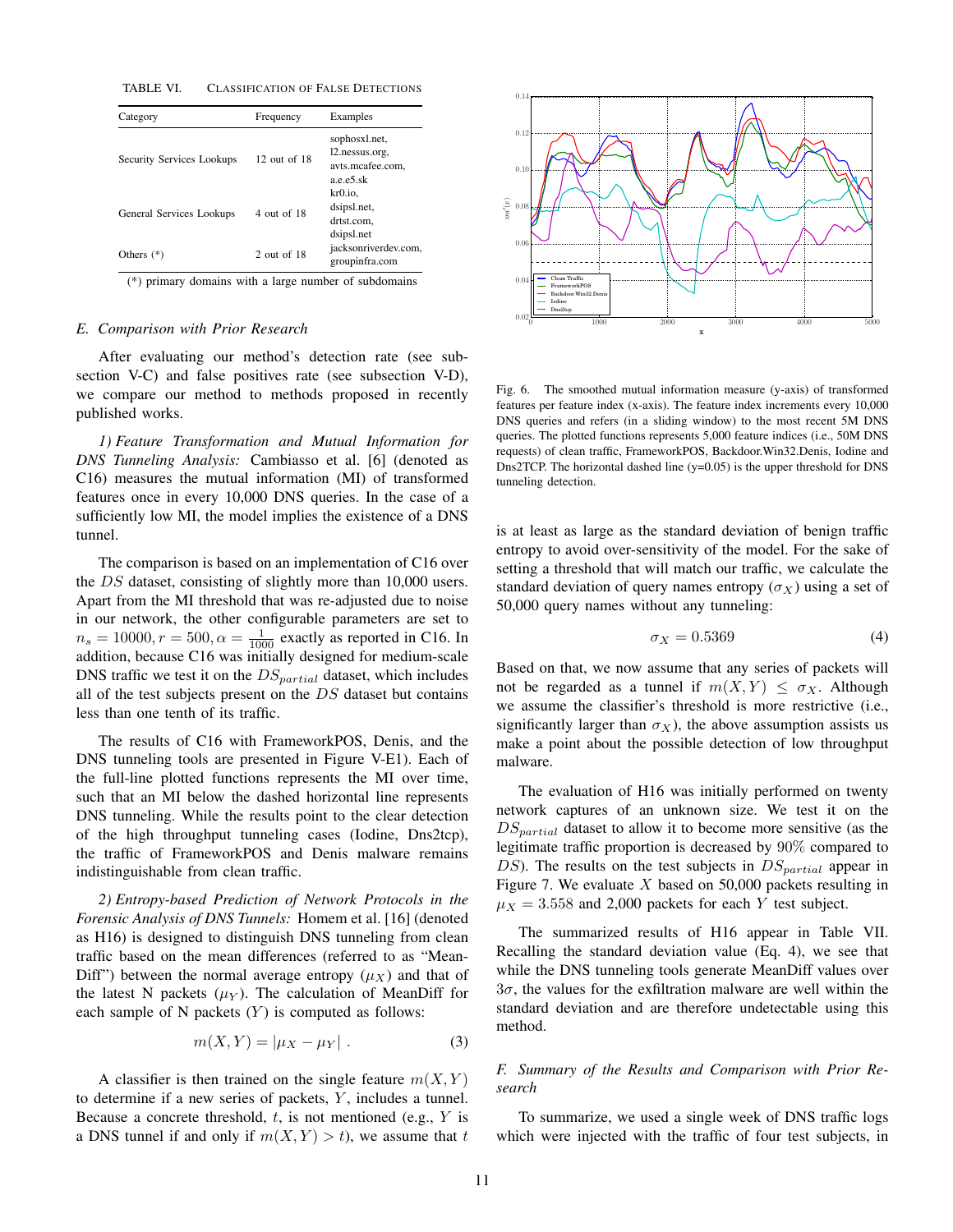TABLE VI. CLASSIFICATION OF FALSE DETECTIONS

| Category | Frequency | Examples |
|---|---|---|
| Security Services Lookups | 12 out of 18 | sophosxl.net, l2.nessus.org, avts.mcafee.com, a.e.e5.sk |
| General Services Lookups | 4 out of 18 | kr0.io, dsipsl.net, drtst.com, dsipsl.net |
| Others (*) | 2 out of 18 | jacksonriverdev.com, groupinfra.com |

(*) primary domains with a large number of subdomains

### E. Comparison with Prior Research

After evaluating our method's detection rate (see subsection V-C) and false positives rate (see subsection V-D), we compare our method to methods proposed in recently published works.

*1) Feature Transformation and Mutual Information for DNS Tunneling Analysis:* Cambiasso et al. [6] (denoted as C16) measures the mutual information (MI) of transformed features once in every 10,000 DNS queries. In the case of a sufficiently low MI, the model implies the existence of a DNS tunnel.

The comparison is based on an implementation of C16 over the $DS$ dataset, consisting of slightly more than 10,000 users. Apart from the MI threshold that was re-adjusted due to noise in our network, the other configurable parameters are set to $n_s = 10000, r = 500, \alpha = \frac{1}{1000}$ exactly as reported in C16. In addition, because C16 was initially designed for medium-scale DNS traffic we test it on the $DS_{partial}$ dataset, which includes all of the test subjects present on the $DS$ dataset but contains less than one tenth of its traffic.

The results of C16 with FrameworkPOS, Denis, and the DNS tunneling tools are presented in Figure V-E1). Each of the full-line plotted functions represents the MI over time, such that an MI below the dashed horizontal line represents DNS tunneling. While the results point to the clear detection of the high throughput tunneling cases (Iodine, Dns2tcp), the traffic of FrameworkPOS and Denis malware remains indistinguishable from clean traffic.

*2) Entropy-based Prediction of Network Protocols in the Forensic Analysis of DNS Tunnels:* Homem et al. [16] (denoted as H16) is designed to distinguish DNS tunneling from clean traffic based on the mean differences (referred to as "MeanDiff") between the normal average entropy ($\mu_X$) and that of the latest N packets ($\mu_Y$). The calculation of MeanDiff for each sample of N packets ($Y$) is computed as follows:

$$m(X, Y) = |\mu_X - \mu_Y| \ . \tag{3}$$

A classifier is then trained on the single feature $m(X, Y)$ to determine if a new series of packets, $Y$, includes a tunnel. Because a concrete threshold, $t$, is not mentioned (e.g., $Y$ is a DNS tunnel if and only if $m(X, Y) > t$), we assume that $t$ is at least as large as the standard deviation of benign traffic entropy to avoid over-sensitivity of the model. For the sake of setting a threshold that will match our traffic, we calculate the standard deviation of query names entropy ($\sigma_X$) using a set of 50,000 query names without any tunneling:

$$\sigma_X = 0.5369 \tag{4}$$

Based on that, we now assume that any series of packets will not be regarded as a tunnel if $m(X, Y) \leq \sigma_X$. Although we assume the classifier's threshold is more restrictive (i.e., significantly larger than $\sigma_X$), the above assumption assists us make a point about the possible detection of low throughput malware.

The evaluation of H16 was initially performed on twenty network captures of an unknown size. We test it on the $DS_{partial}$ dataset to allow it to become more sensitive (as the legitimate traffic proportion is decreased by $90\%$ compared to $DS$). The results on the test subjects in $DS_{partial}$ appear in Figure 7. We evaluate $X$ based on 50,000 packets resulting in $\mu_X = 3.558$ and 2,000 packets for each $Y$ test subject.

The summarized results of H16 appear in Table VII. Recalling the standard deviation value (Eq. 4), we see that while the DNS tunneling tools generate MeanDiff values over $3\sigma$, the values for the exfiltration malware are well within the standard deviation and are therefore undetectable using this method.

Fig. 6. The smoothed mutual information measure (y-axis) of transformed features per feature index (x-axis). The feature index increments every 10,000 DNS queries and refers (in a sliding window) to the most recent 5M DNS queries. The plotted functions represents 5,000 feature indices (i.e., 50M DNS requests) of clean traffic, FrameworkPOS, Backdoor.Win32.Denis, Iodine and Dns2TCP. The horizontal dashed line (y=0.05) is the upper threshold for DNS tunneling detection.

### F. Summary of the Results and Comparison with Prior Research

To summarize, we used a single week of DNS traffic logs which were injected with the traffic of four test subjects, in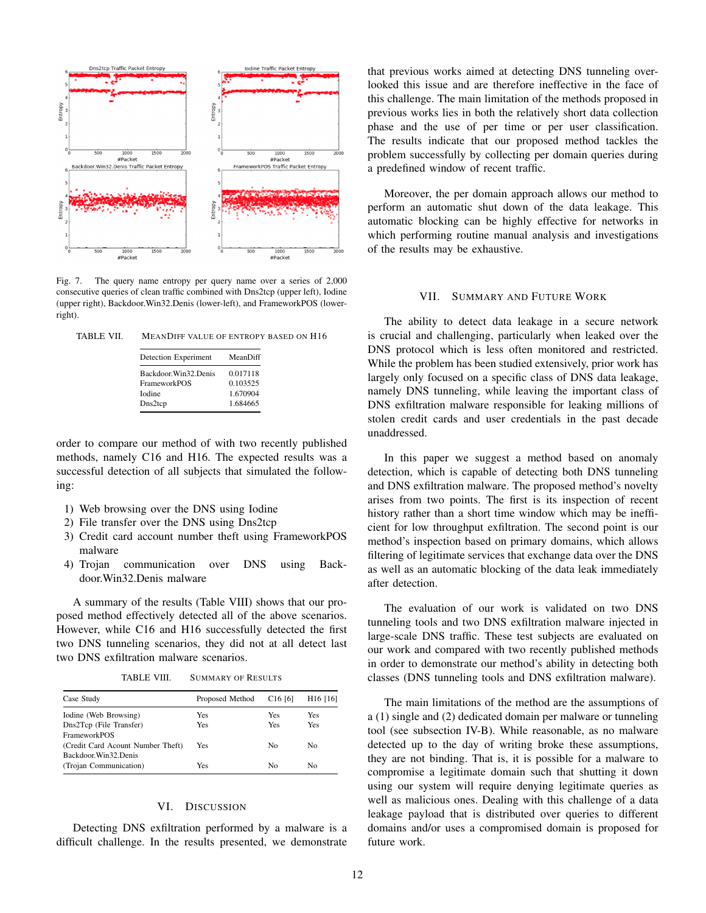Fig. 7. The query name entropy per query name over a series of 2,000 consecutive queries of clean traffic combined with Dns2tcp (upper left), Iodine (upper right), Backdoor.Win32.Denis (lower-left), and FrameworkPOS (lower-right).

TABLE VII. MeanDiff value of entropy based on H16

| Detection Experiment | MeanDiff |
|---|---|
| Backdoor.Win32.Denis | 0.017118 |
| FrameworkPOS | 0.103525 |
| Iodine | 1.670904 |
| Dns2tcp | 1.684665 |

order to compare our method of with two recently published methods, namely C16 and H16. The expected results was a successful detection of all subjects that simulated the following:

1) Web browsing over the DNS using Iodine
2) File transfer over the DNS using Dns2tcp
3) Credit card account number theft using FrameworkPOS malware
4) Trojan communication over DNS using Backdoor.Win32.Denis malware

A summary of the results (Table VIII) shows that our proposed method effectively detected all of the above scenarios. However, while C16 and H16 successfully detected the first two DNS tunneling scenarios, they did not at all detect last two DNS exfiltration malware scenarios.

TABLE VIII. Summary of Results

| Case Study | Proposed Method | C16 [6] | H16 [16] |
|---|---|---|---|
| Iodine (Web Browsing) | Yes | Yes | Yes |
| Dns2Tcp (File Transfer) | Yes | Yes | Yes |
| FrameworkPOS (Credit Card Acount Number Theft) | Yes | No | No |
| Backdoor.Win32.Denis (Trojan Communication) | Yes | No | No |

## VI. Discussion

Detecting DNS exfiltration performed by a malware is a difficult challenge. In the results presented, we demonstrate that previous works aimed at detecting DNS tunneling overlooked this issue and are therefore ineffective in the face of this challenge. The main limitation of the methods proposed in previous works lies in both the relatively short data collection phase and the use of per time or per user classification. The results indicate that our proposed method tackles the problem successfully by collecting per domain queries during a predefined window of recent traffic.

Moreover, the per domain approach allows our method to perform an automatic shut down of the data leakage. This automatic blocking can be highly effective for networks in which performing routine manual analysis and investigations of the results may be exhaustive.

## VII. Summary and Future Work

The ability to detect data leakage in a secure network is crucial and challenging, particularly when leaked over the DNS protocol which is less often monitored and restricted. While the problem has been studied extensively, prior work has largely only focused on a specific class of DNS data leakage, namely DNS tunneling, while leaving the important class of DNS exfiltration malware responsible for leaking millions of stolen credit cards and user credentials in the past decade unaddressed.

In this paper we suggest a method based on anomaly detection, which is capable of detecting both DNS tunneling and DNS exfiltration malware. The proposed method's novelty arises from two points. The first is its inspection of recent history rather than a short time window which may be inefficient for low throughput exfiltration. The second point is our method's inspection based on primary domains, which allows filtering of legitimate services that exchange data over the DNS as well as an automatic blocking of the data leak immediately after detection.

The evaluation of our work is validated on two DNS tunneling tools and two DNS exfiltration malware injected in large-scale DNS traffic. These test subjects are evaluated on our work and compared with two recently published methods in order to demonstrate our method's ability in detecting both classes (DNS tunneling tools and DNS exfiltration malware).

The main limitations of the method are the assumptions of a (1) single and (2) dedicated domain per malware or tunneling tool (see subsection IV-B). While reasonable, as no malware detected up to the day of writing broke these assumptions, they are not binding. That is, it is possible for a malware to compromise a legitimate domain such that shutting it down using our system will require denying legitimate queries as well as malicious ones. Dealing with this challenge of a data leakage payload that is distributed over queries to different domains and/or uses a compromised domain is proposed for future work.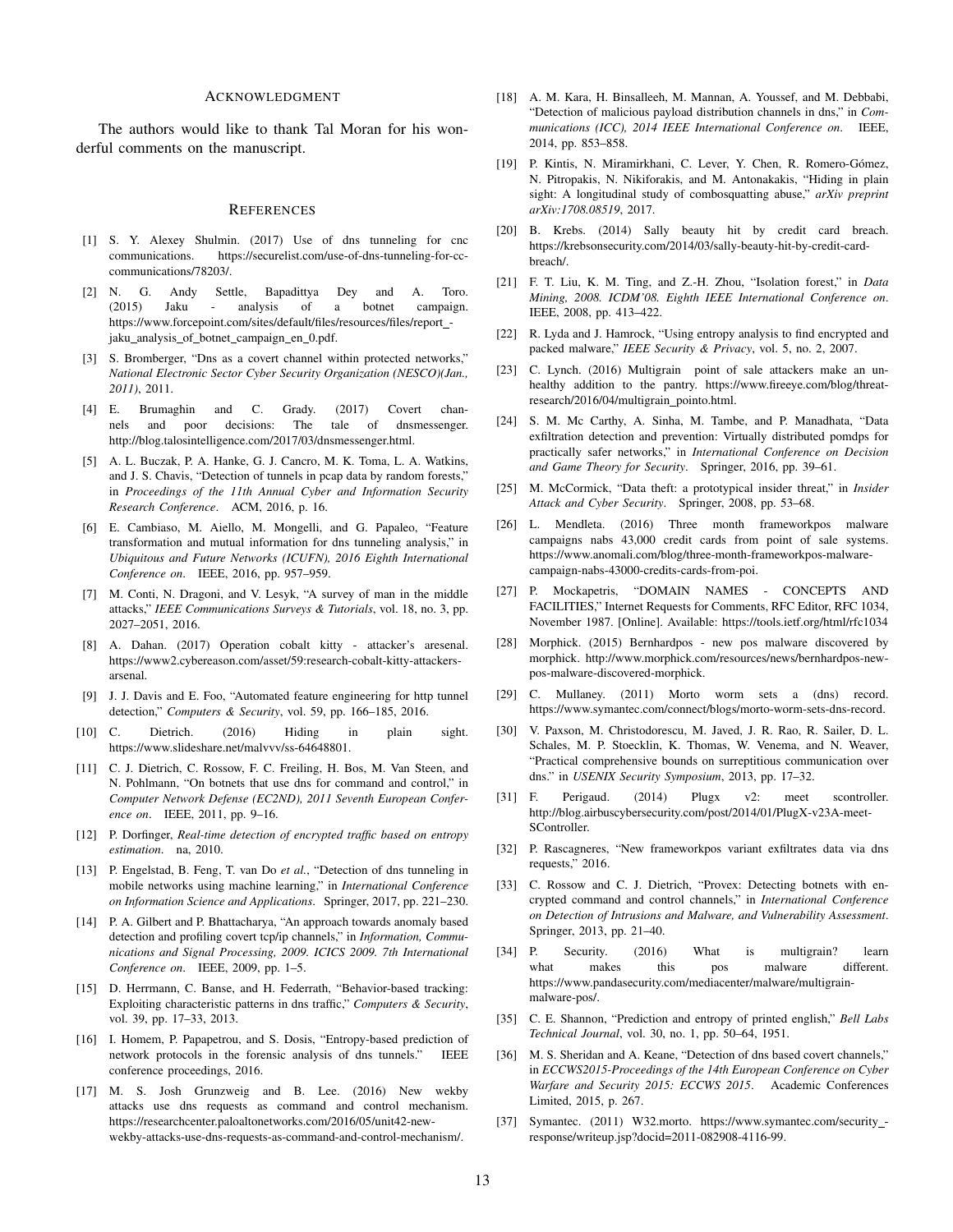## Acknowledgment

The authors would like to thank Tal Moran for his wonderful comments on the manuscript.

## References

[1] S. Y. Alexey Shulmin. (2017) Use of dns tunneling for cnc communications. https://securelist.com/use-of-dns-tunneling-for-cc-communications/78203/.

[2] N. G. Andy Settle, Bapadittya Dey and A. Toro. (2015) Jaku - analysis of a botnet campaign. https://www.forcepoint.com/sites/default/files/resources/files/report_-jaku_analysis_of_botnet_campaign_en_0.pdf.

[3] S. Bromberger, "Dns as a covert channel within protected networks," *National Electronic Sector Cyber Security Organization (NESCO)(Jan., 2011)*, 2011.

[4] E. Brumaghin and C. Grady. (2017) Covert channels and poor decisions: The tale of dnsmessenger. http://blog.talosintelligence.com/2017/03/dnsmessenger.html.

[5] A. L. Buczak, P. A. Hanke, G. J. Cancro, M. K. Toma, L. A. Watkins, and J. S. Chavis, "Detection of tunnels in pcap data by random forests," in *Proceedings of the 11th Annual Cyber and Information Security Research Conference*. ACM, 2016, p. 16.

[6] E. Cambiaso, M. Aiello, M. Mongelli, and G. Papaleo, "Feature transformation and mutual information for dns tunneling analysis," in *Ubiquitous and Future Networks (ICUFN), 2016 Eighth International Conference on*. IEEE, 2016, pp. 957–959.

[7] M. Conti, N. Dragoni, and V. Lesyk, "A survey of man in the middle attacks," *IEEE Communications Surveys & Tutorials*, vol. 18, no. 3, pp. 2027–2051, 2016.

[8] A. Dahan. (2017) Operation cobalt kitty - attacker's aresenal. https://www2.cybereason.com/asset/59:research-cobalt-kitty-attackers-arsenal.

[9] J. J. Davis and E. Foo, "Automated feature engineering for http tunnel detection," *Computers & Security*, vol. 59, pp. 166–185, 2016.

[10] C. Dietrich. (2016) Hiding in plain sight. https://www.slideshare.net/malvvv/ss-64648801.

[11] C. J. Dietrich, C. Rossow, F. C. Freiling, H. Bos, M. Van Steen, and N. Pohlmann, "On botnets that use dns for command and control," in *Computer Network Defense (EC2ND), 2011 Seventh European Conference on*. IEEE, 2011, pp. 9–16.

[12] P. Dorfinger, *Real-time detection of encrypted traffic based on entropy estimation*. na, 2010.

[13] P. Engelstad, B. Feng, T. van Do *et al.*, "Detection of dns tunneling in mobile networks using machine learning," in *International Conference on Information Science and Applications*. Springer, 2017, pp. 221–230.

[14] P. A. Gilbert and P. Bhattacharya, "An approach towards anomaly based detection and profiling covert tcp/ip channels," in *Information, Communications and Signal Processing, 2009. ICICS 2009. 7th International Conference on*. IEEE, 2009, pp. 1–5.

[15] D. Herrmann, C. Banse, and H. Federrath, "Behavior-based tracking: Exploiting characteristic patterns in dns traffic," *Computers & Security*, vol. 39, pp. 17–33, 2013.

[16] I. Homem, P. Papapetrou, and S. Dosis, "Entropy-based prediction of network protocols in the forensic analysis of dns tunnels." IEEE conference proceedings, 2016.

[17] M. S. Josh Grunzweig and B. Lee. (2016) New wekby attacks use dns requests as command and control mechanism. https://researchcenter.paloaltonetworks.com/2016/05/unit42-new-wekby-attacks-use-dns-requests-as-command-and-control-mechanism/.

[18] A. M. Kara, H. Binsalleeh, M. Mannan, A. Youssef, and M. Debbabi, "Detection of malicious payload distribution channels in dns," in *Communications (ICC), 2014 IEEE International Conference on*. IEEE, 2014, pp. 853–858.

[19] P. Kintis, N. Miramirkhani, C. Lever, Y. Chen, R. Romero-Gómez, N. Pitropakis, N. Nikiforakis, and M. Antonakakis, "Hiding in plain sight: A longitudinal study of combosquatting abuse," *arXiv preprint arXiv:1708.08519*, 2017.

[20] B. Krebs. (2014) Sally beauty hit by credit card breach. https://krebsonsecurity.com/2014/03/sally-beauty-hit-by-credit-card-breach/.

[21] F. T. Liu, K. M. Ting, and Z.-H. Zhou, "Isolation forest," in *Data Mining, 2008. ICDM'08. Eighth IEEE International Conference on*. IEEE, 2008, pp. 413–422.

[22] R. Lyda and J. Hamrock, "Using entropy analysis to find encrypted and packed malware," *IEEE Security & Privacy*, vol. 5, no. 2, 2007.

[23] C. Lynch. (2016) Multigrain point of sale attackers make an unhealthy addition to the pantry. https://www.fireeye.com/blog/threat-research/2016/04/multigrain_pointo.html.

[24] S. M. Mc Carthy, A. Sinha, M. Tambe, and P. Manadhata, "Data exfiltration detection and prevention: Virtually distributed pomdps for practically safer networks," in *International Conference on Decision and Game Theory for Security*. Springer, 2016, pp. 39–61.

[25] M. McCormick, "Data theft: a prototypical insider threat," in *Insider Attack and Cyber Security*. Springer, 2008, pp. 53–68.

[26] L. Mendleta. (2016) Three month frameworkpos malware campaigns nabs 43,000 credit cards from point of sale systems. https://www.anomali.com/blog/three-month-frameworkpos-malware-campaign-nabs-43000-credits-cards-from-poi.

[27] P. Mockapetris, "DOMAIN NAMES - CONCEPTS AND FACILITIES," Internet Requests for Comments, RFC Editor, RFC 1034, November 1987. [Online]. Available: https://tools.ietf.org/html/rfc1034

[28] Morphick. (2015) Bernhardpos - new pos malware discovered by morphick. http://www.morphick.com/resources/news/bernhardpos-new-pos-malware-discovered-morphick.

[29] C. Mullaney. (2011) Morto worm sets a (dns) record. https://www.symantec.com/connect/blogs/morto-worm-sets-dns-record.

[30] V. Paxson, M. Christodorescu, M. Javed, J. R. Rao, R. Sailer, D. L. Schales, M. P. Stoecklin, K. Thomas, W. Venema, and N. Weaver, "Practical comprehensive bounds on surreptitious communication over dns." in *USENIX Security Symposium*, 2013, pp. 17–32.

[31] F. Perigaud. (2014) Plugx v2: meet scontroller. http://blog.airbuscybersecurity.com/post/2014/01/PlugX-v23A-meet-SController.

[32] P. Rascagneres, "New frameworkpos variant exfiltrates data via dns requests," 2016.

[33] C. Rossow and C. J. Dietrich, "Provex: Detecting botnets with encrypted command and control channels," in *International Conference on Detection of Intrusions and Malware, and Vulnerability Assessment*. Springer, 2013, pp. 21–40.

[34] P. Security. (2016) What is multigrain? learn what makes this pos malware different. https://www.pandasecurity.com/mediacenter/malware/multigrain-malware-pos/.

[35] C. E. Shannon, "Prediction and entropy of printed english," *Bell Labs Technical Journal*, vol. 30, no. 1, pp. 50–64, 1951.

[36] M. S. Sheridan and A. Keane, "Detection of dns based covert channels," in *ECCWS2015-Proceedings of the 14th European Conference on Cyber Warfare and Security 2015: ECCWS 2015*. Academic Conferences Limited, 2015, p. 267.

[37] Symantec. (2011) W32.morto. https://www.symantec.com/security_-response/writeup.jsp?docid=2011-082908-4116-99.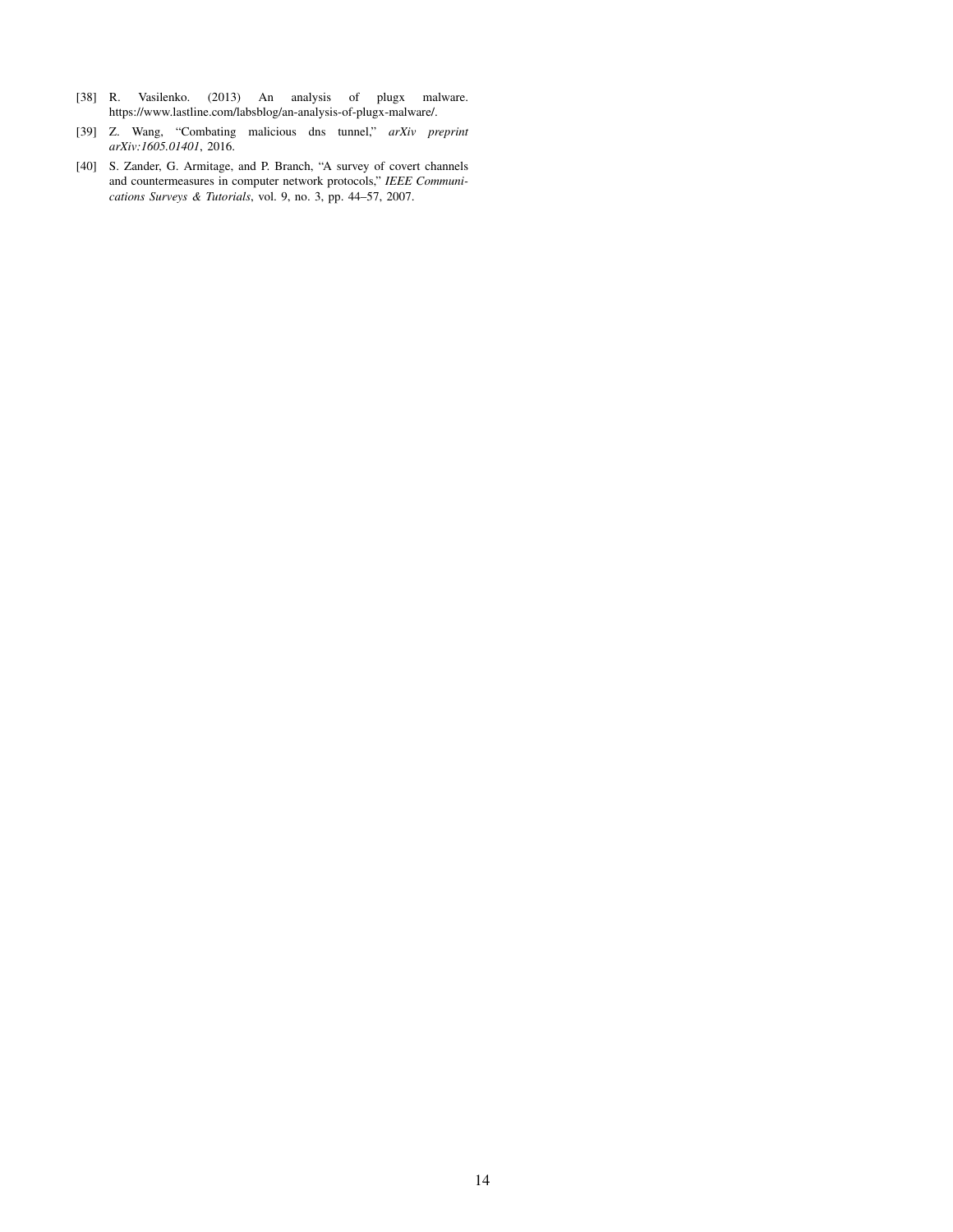[38] R. Vasilenko. (2013) An analysis of plugx malware. https://www.lastline.com/labsblog/an-analysis-of-plugx-malware/.

[39] Z. Wang, "Combating malicious dns tunnel," *arXiv preprint arXiv:1605.01401*, 2016.

[40] S. Zander, G. Armitage, and P. Branch, "A survey of covert channels and countermeasures in computer network protocols," *IEEE Communications Surveys & Tutorials*, vol. 9, no. 3, pp. 44–57, 2007.